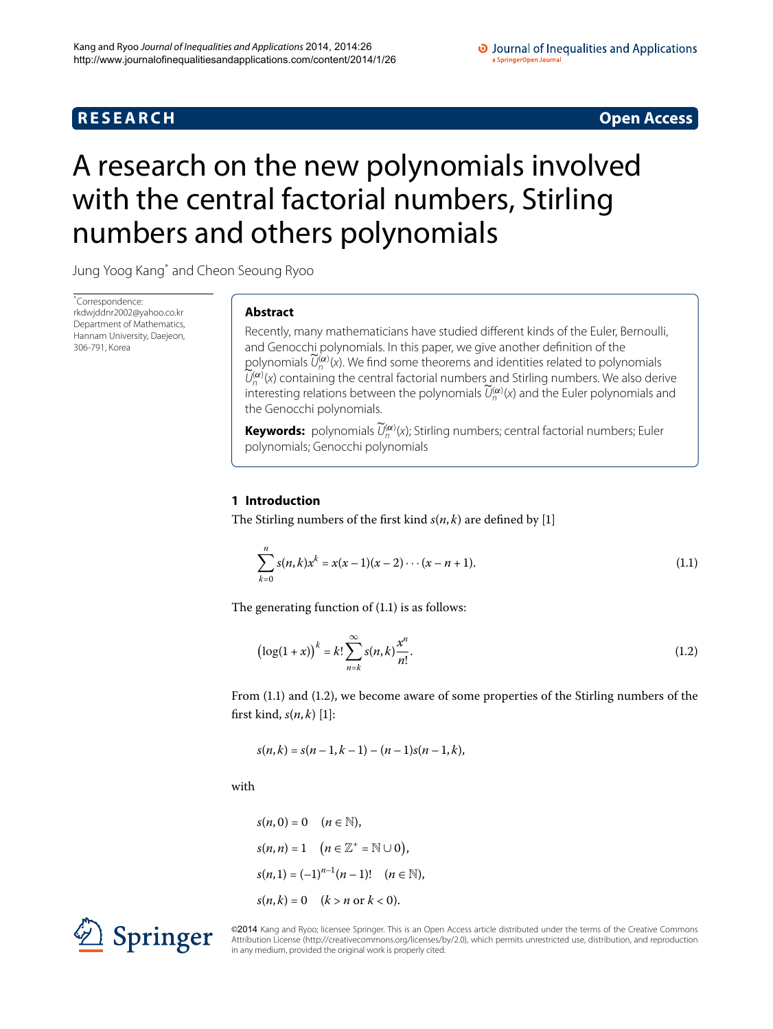**RESEARCH** **Open Access**

# A research on the new polynomials involved with the central factorial numbers, Stirling numbers and others polynomials

Jung Yoog Kang* and Cheon Seoung Ryoo

*Correspondence: rkdwjddnr2002@yahoo.co.kr
Department of Mathematics, Hannam University, Daejeon, 306-791, Korea

## Abstract

Recently, many mathematicians have studied different kinds of the Euler, Bernoulli, and Genocchi polynomials. In this paper, we give another definition of the polynomials $\widetilde{U}_n^{(\alpha)}(x)$. We find some theorems and identities related to polynomials $\widetilde{U}_n^{(\alpha)}(x)$ containing the central factorial numbers and Stirling numbers. We also derive interesting relations between the polynomials $\widetilde{U}_n^{(\alpha)}(x)$ and the Euler polynomials and the Genocchi polynomials.

**Keywords:** polynomials $\widetilde{U}_n^{(\alpha)}(x)$; Stirling numbers; central factorial numbers; Euler polynomials; Genocchi polynomials

## 1 Introduction

The Stirling numbers of the first kind $s(n,k)$ are defined by [1]

$$\sum_{k=0}^{n} s(n,k)x^k = x(x-1)(x-2)\cdots(x-n+1). \tag{1.1}$$

The generating function of (1.1) is as follows:

$$\big(\log(1+x)\big)^k = k!\sum_{n=k}^{\infty} s(n,k)\frac{x^n}{n!}. \tag{1.2}$$

From (1.1) and (1.2), we become aware of some properties of the Stirling numbers of the first kind, $s(n,k)$ [1]:

$$s(n,k) = s(n-1,k-1) - (n-1)s(n-1,k),$$

with

$$\begin{aligned}
&s(n,0) = 0 \quad (n \in \mathbb{N}),\\
&s(n,n) = 1 \quad \big(n \in \mathbb{Z}^+ = \mathbb{N} \cup 0\big),\\
&s(n,1) = (-1)^{n-1}(n-1)! \quad (n \in \mathbb{N}),\\
&s(n,k) = 0 \quad (k > n \text{ or } k < 0).
\end{aligned}$$

©2014 Kang and Ryoo; licensee Springer. This is an Open Access article distributed under the terms of the Creative Commons Attribution License (http://creativecommons.org/licenses/by/2.0), which permits unrestricted use, distribution, and reproduction in any medium, provided the original work is properly cited.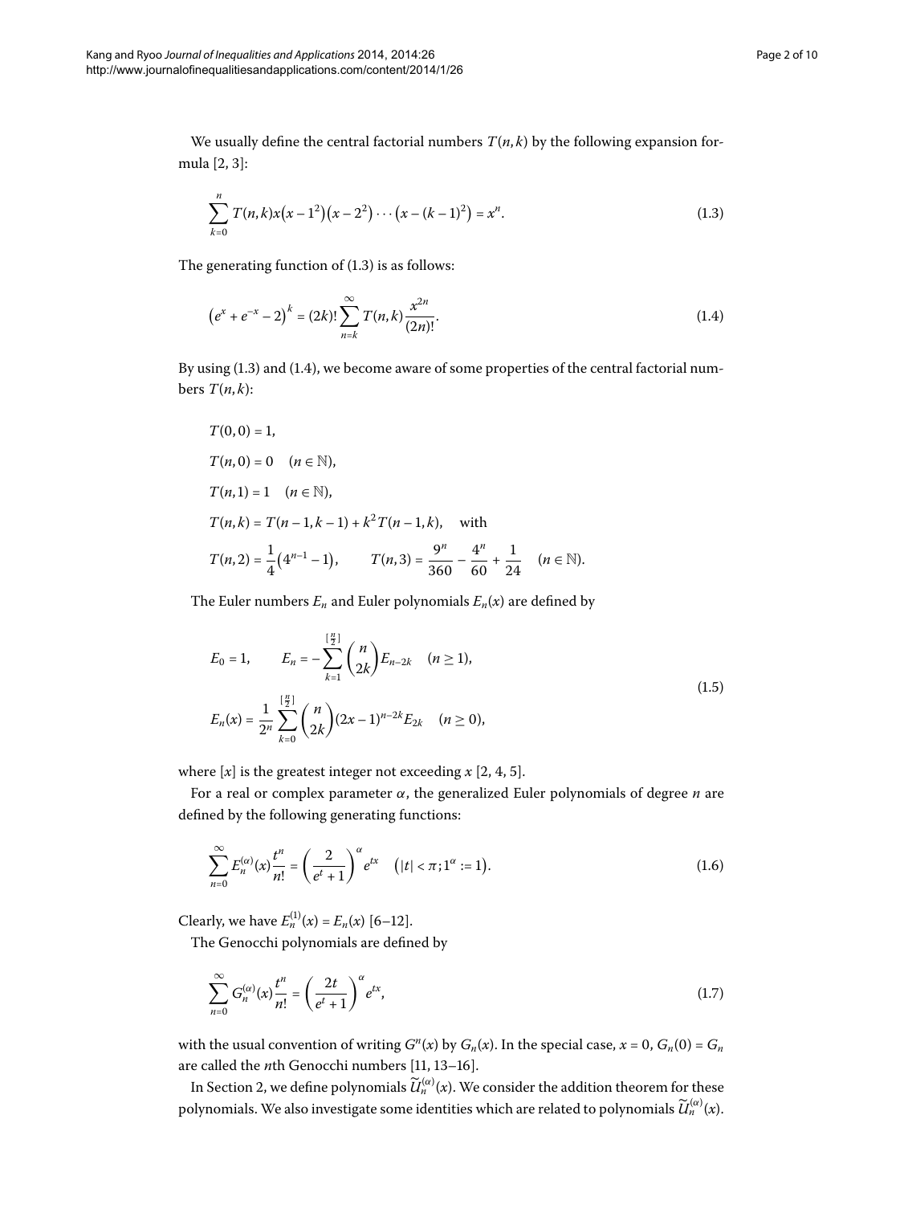We usually define the central factorial numbers $T(n,k)$ by the following expansion formula [2, 3]:

$$\sum_{k=0}^{n} T(n,k)x\left(x-1^2\right)\left(x-2^2\right)\cdots\left(x-(k-1)^2\right)=x^n. \tag{1.3}$$

The generating function of (1.3) is as follows:

$$\left(e^x+e^{-x}-2\right)^k=(2k)!\sum_{n=k}^{\infty} T(n,k)\frac{x^{2n}}{(2n)!}. \tag{1.4}$$

By using (1.3) and (1.4), we become aware of some properties of the central factorial numbers $T(n,k)$:

$$\begin{aligned}
&T(0,0)=1,\\
&T(n,0)=0 \quad (n\in\mathbb{N}),\\
&T(n,1)=1 \quad (n\in\mathbb{N}),\\
&T(n,k)=T(n-1,k-1)+k^2T(n-1,k), \quad \text{with}\\
&T(n,2)=\frac{1}{4}\left(4^{n-1}-1\right), \qquad T(n,3)=\frac{9^n}{360}-\frac{4^n}{60}+\frac{1}{24} \quad (n\in\mathbb{N}).
\end{aligned}$$

The Euler numbers $E_n$ and Euler polynomials $E_n(x)$ are defined by

$$\begin{aligned}
&E_0=1, \qquad E_n=-\sum_{k=1}^{[\frac{n}{2}]}\binom{n}{2k}E_{n-2k} \quad (n\geq 1),\\
&E_n(x)=\frac{1}{2^n}\sum_{k=0}^{[\frac{n}{2}]}\binom{n}{2k}(2x-1)^{n-2k}E_{2k} \quad (n\geq 0),
\end{aligned} \tag{1.5}$$

where $[x]$ is the greatest integer not exceeding $x$ [2, 4, 5].

For a real or complex parameter $\alpha$, the generalized Euler polynomials of degree $n$ are defined by the following generating functions:

$$\sum_{n=0}^{\infty} E_n^{(\alpha)}(x)\frac{t^n}{n!}=\left(\frac{2}{e^t+1}\right)^{\alpha}e^{tx} \quad \left(|t|<\pi; 1^{\alpha}:=1\right). \tag{1.6}$$

Clearly, we have $E_n^{(1)}(x)=E_n(x)$ [6–12].

The Genocchi polynomials are defined by

$$\sum_{n=0}^{\infty} G_n^{(\alpha)}(x)\frac{t^n}{n!}=\left(\frac{2t}{e^t+1}\right)^{\alpha}e^{tx}, \tag{1.7}$$

with the usual convention of writing $G^n(x)$ by $G_n(x)$. In the special case, $x=0$, $G_n(0)=G_n$ are called the $n$th Genocchi numbers [11, 13–16].

In Section 2, we define polynomials $\widetilde{\mathcal{U}}_n^{(\alpha)}(x)$. We consider the addition theorem for these polynomials. We also investigate some identities which are related to polynomials $\widetilde{\mathcal{U}}_n^{(\alpha)}(x)$.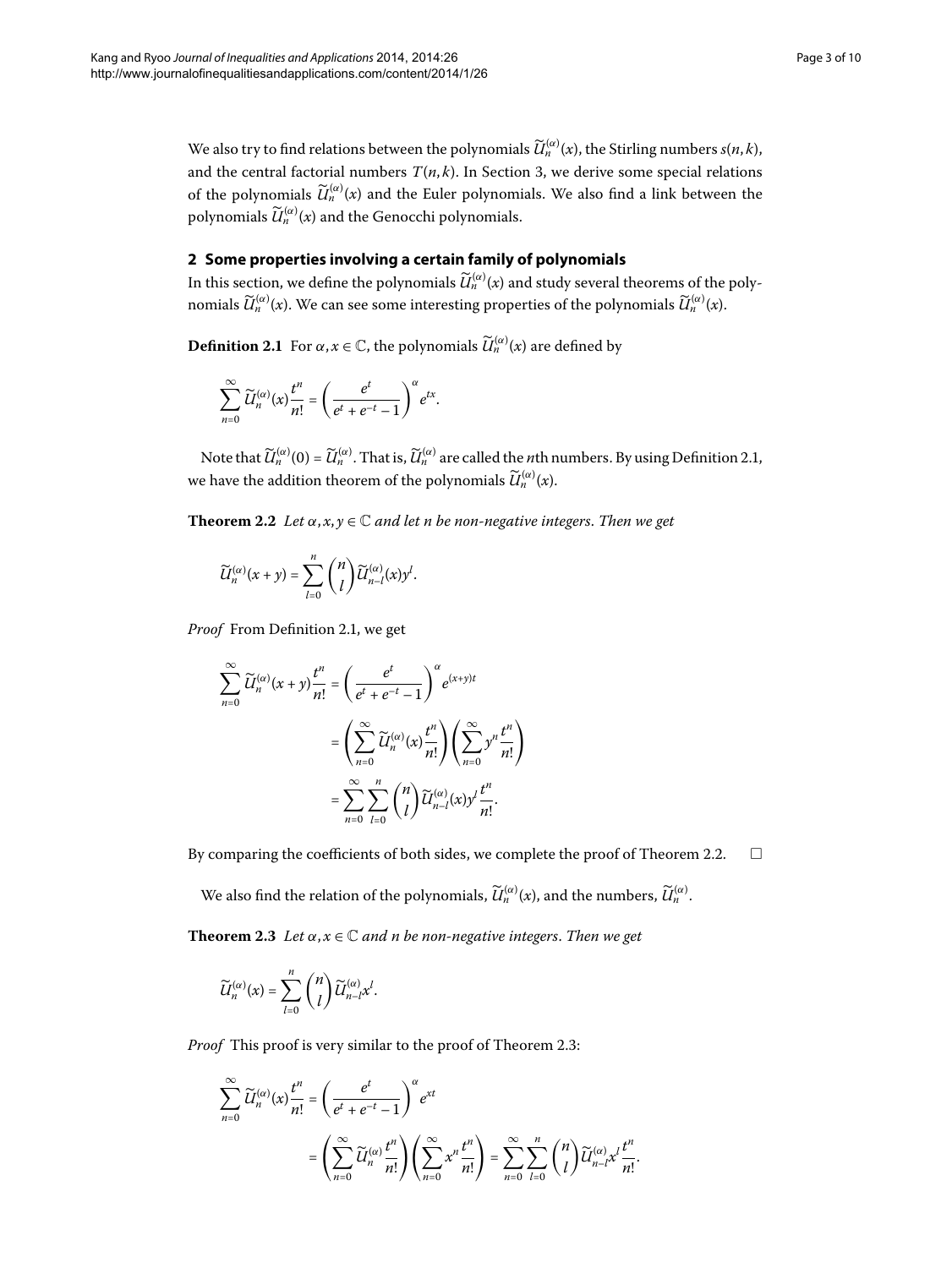We also try to find relations between the polynomials $\widetilde{U}_n^{(\alpha)}(x)$, the Stirling numbers $s(n,k)$, and the central factorial numbers $T(n,k)$. In Section 3, we derive some special relations of the polynomials $\widetilde{U}_n^{(\alpha)}(x)$ and the Euler polynomials. We also find a link between the polynomials $\widetilde{U}_n^{(\alpha)}(x)$ and the Genocchi polynomials.

## 2 Some properties involving a certain family of polynomials

In this section, we define the polynomials $\widetilde{U}_n^{(\alpha)}(x)$ and study several theorems of the polynomials $\widetilde{U}_n^{(\alpha)}(x)$. We can see some interesting properties of the polynomials $\widetilde{U}_n^{(\alpha)}(x)$.

**Definition 2.1** For $\alpha, x \in \mathbb{C}$, the polynomials $\widetilde{U}_n^{(\alpha)}(x)$ are defined by

$$\sum_{n=0}^{\infty} \widetilde{U}_n^{(\alpha)}(x)\frac{t^n}{n!} = \left(\frac{e^t}{e^t + e^{-t} - 1}\right)^{\alpha} e^{tx}.$$

Note that $\widetilde{U}_n^{(\alpha)}(0) = \widetilde{U}_n^{(\alpha)}$. That is, $\widetilde{U}_n^{(\alpha)}$ are called the $n$th numbers. By using Definition 2.1, we have the addition theorem of the polynomials $\widetilde{U}_n^{(\alpha)}(x)$.

**Theorem 2.2** *Let $\alpha, x, y \in \mathbb{C}$ and let $n$ be non-negative integers. Then we get*

$$\widetilde{U}_n^{(\alpha)}(x+y) = \sum_{l=0}^{n} \binom{n}{l} \widetilde{U}_{n-l}^{(\alpha)}(x) y^l.$$

*Proof* From Definition 2.1, we get

$$\begin{aligned}
\sum_{n=0}^{\infty} \widetilde{U}_n^{(\alpha)}(x+y)\frac{t^n}{n!} &= \left(\frac{e^t}{e^t + e^{-t} - 1}\right)^{\alpha} e^{(x+y)t} \\
&= \left(\sum_{n=0}^{\infty} \widetilde{U}_n^{(\alpha)}(x)\frac{t^n}{n!}\right)\left(\sum_{n=0}^{\infty} y^n \frac{t^n}{n!}\right) \\
&= \sum_{n=0}^{\infty}\sum_{l=0}^{n} \binom{n}{l} \widetilde{U}_{n-l}^{(\alpha)}(x) y^l \frac{t^n}{n!}.
\end{aligned}$$

By comparing the coefficients of both sides, we complete the proof of Theorem 2.2. $\square$

We also find the relation of the polynomials, $\widetilde{U}_n^{(\alpha)}(x)$, and the numbers, $\widetilde{U}_n^{(\alpha)}$.

**Theorem 2.3** *Let $\alpha, x \in \mathbb{C}$ and $n$ be non-negative integers. Then we get*

$$\widetilde{U}_n^{(\alpha)}(x) = \sum_{l=0}^{n} \binom{n}{l} \widetilde{U}_{n-l}^{(\alpha)} x^l.$$

*Proof* This proof is very similar to the proof of Theorem 2.3:

$$\begin{aligned}
\sum_{n=0}^{\infty} \widetilde{U}_n^{(\alpha)}(x)\frac{t^n}{n!} &= \left(\frac{e^t}{e^t + e^{-t} - 1}\right)^{\alpha} e^{xt} \\
&= \left(\sum_{n=0}^{\infty} \widetilde{U}_n^{(\alpha)}\frac{t^n}{n!}\right)\left(\sum_{n=0}^{\infty} x^n \frac{t^n}{n!}\right) = \sum_{n=0}^{\infty}\sum_{l=0}^{n} \binom{n}{l} \widetilde{U}_{n-l}^{(\alpha)} x^l \frac{t^n}{n!}.
\end{aligned}$$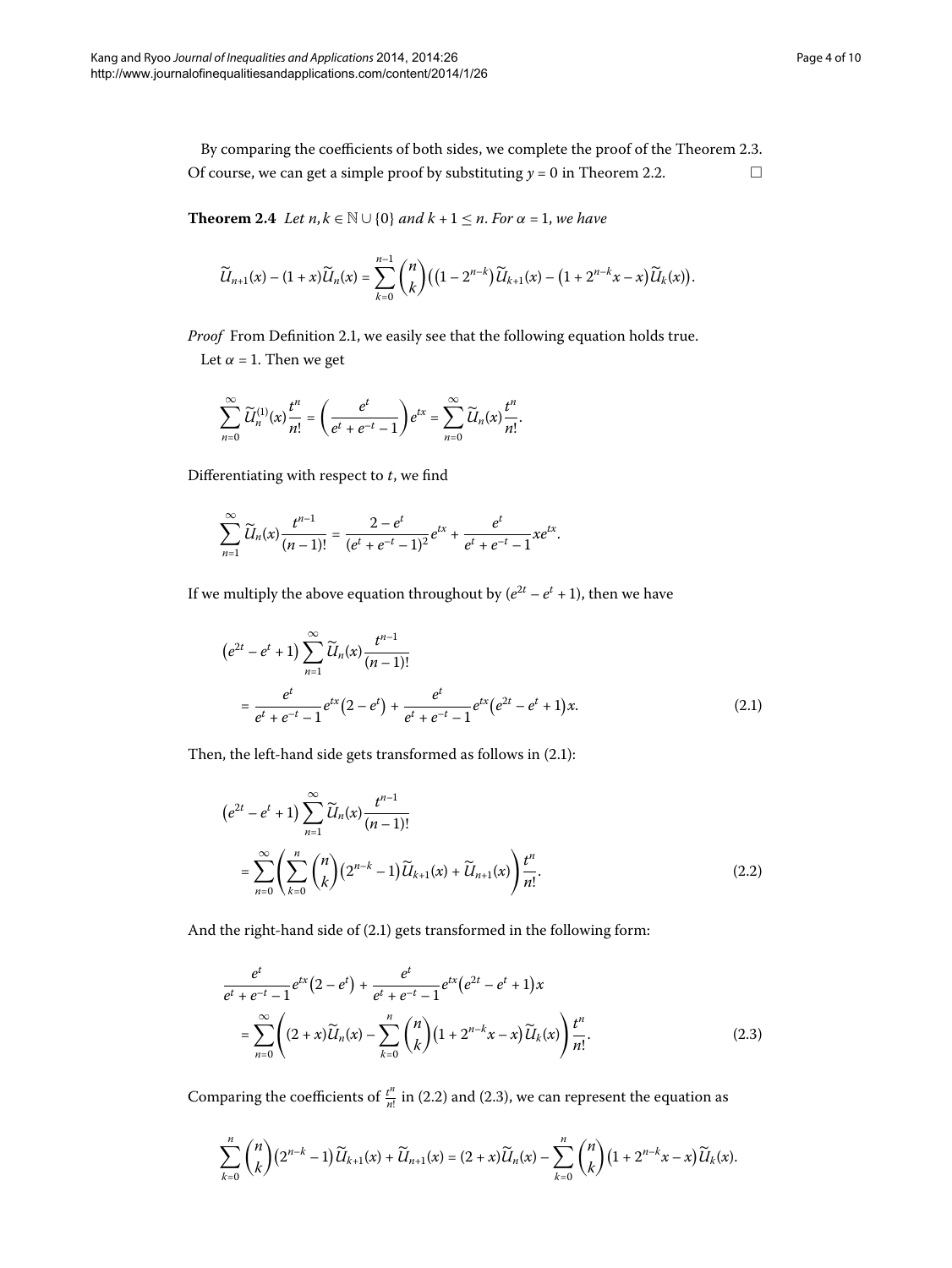By comparing the coefficients of both sides, we complete the proof of the Theorem 2.3. Of course, we can get a simple proof by substituting $y = 0$ in Theorem 2.2. □

**Theorem 2.4** *Let $n, k \in \mathbb{N} \cup \{0\}$ and $k + 1 \leq n$. For $\alpha = 1$, we have*

$$\widetilde{U}_{n+1}(x) - (1+x)\widetilde{U}_n(x) = \sum_{k=0}^{n-1} \binom{n}{k} \left( \left(1 - 2^{n-k}\right) \widetilde{U}_{k+1}(x) - \left(1 + 2^{n-k}x - x\right) \widetilde{U}_k(x) \right).$$

*Proof* From Definition 2.1, we easily see that the following equation holds true.

Let $\alpha = 1$. Then we get

$$\sum_{n=0}^{\infty} \widetilde{U}_n^{(1)}(x) \frac{t^n}{n!} = \left( \frac{e^t}{e^t + e^{-t} - 1} \right) e^{tx} = \sum_{n=0}^{\infty} \widetilde{U}_n(x) \frac{t^n}{n!}.$$

Differentiating with respect to $t$, we find

$$\sum_{n=1}^{\infty} \widetilde{U}_n(x) \frac{t^{n-1}}{(n-1)!} = \frac{2 - e^t}{(e^t + e^{-t} - 1)^2} e^{tx} + \frac{e^t}{e^t + e^{-t} - 1} x e^{tx}.$$

If we multiply the above equation throughout by $(e^{2t} - e^t + 1)$, then we have

$$\begin{aligned}
&\left(e^{2t} - e^t + 1\right) \sum_{n=1}^{\infty} \widetilde{U}_n(x) \frac{t^{n-1}}{(n-1)!} \\
&\quad = \frac{e^t}{e^t + e^{-t} - 1} e^{tx} \left(2 - e^t\right) + \frac{e^t}{e^t + e^{-t} - 1} e^{tx} \left(e^{2t} - e^t + 1\right) x.
\end{aligned} \tag{2.1}$$

Then, the left-hand side gets transformed as follows in (2.1):

$$\begin{aligned}
&\left(e^{2t} - e^t + 1\right) \sum_{n=1}^{\infty} \widetilde{U}_n(x) \frac{t^{n-1}}{(n-1)!} \\
&\quad = \sum_{n=0}^{\infty} \left( \sum_{k=0}^{n} \binom{n}{k} \left(2^{n-k} - 1\right) \widetilde{U}_{k+1}(x) + \widetilde{U}_{n+1}(x) \right) \frac{t^n}{n!}.
\end{aligned} \tag{2.2}$$

And the right-hand side of (2.1) gets transformed in the following form:

$$\begin{aligned}
&\frac{e^t}{e^t + e^{-t} - 1} e^{tx} \left(2 - e^t\right) + \frac{e^t}{e^t + e^{-t} - 1} e^{tx} \left(e^{2t} - e^t + 1\right) x \\
&\quad = \sum_{n=0}^{\infty} \left( (2+x)\widetilde{U}_n(x) - \sum_{k=0}^{n} \binom{n}{k} \left(1 + 2^{n-k}x - x\right) \widetilde{U}_k(x) \right) \frac{t^n}{n!}.
\end{aligned} \tag{2.3}$$

Comparing the coefficients of $\frac{t^n}{n!}$ in (2.2) and (2.3), we can represent the equation as

$$\sum_{k=0}^{n} \binom{n}{k} \left(2^{n-k} - 1\right) \widetilde{U}_{k+1}(x) + \widetilde{U}_{n+1}(x) = (2+x)\widetilde{U}_n(x) - \sum_{k=0}^{n} \binom{n}{k} \left(1 + 2^{n-k}x - x\right) \widetilde{U}_k(x).$$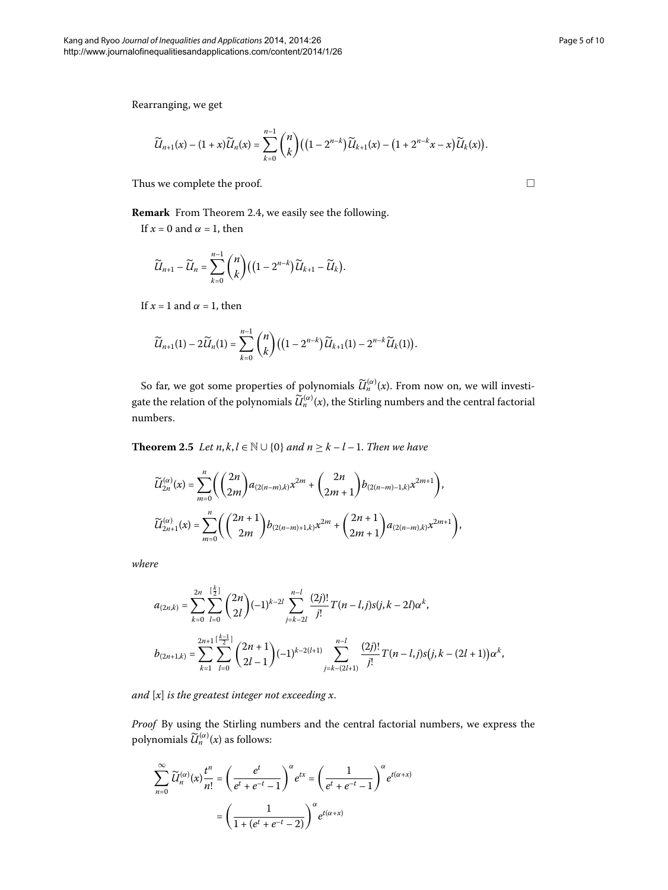Rearranging, we get

$$\widetilde{U}_{n+1}(x) - (1+x)\widetilde{U}_n(x) = \sum_{k=0}^{n-1} \binom{n}{k} \left( \left(1 - 2^{n-k}\right) \widetilde{U}_{k+1}(x) - \left(1 + 2^{n-k}x - x\right) \widetilde{U}_k(x) \right).$$

Thus we complete the proof. □

**Remark** From Theorem 2.4, we easily see the following.

If $x = 0$ and $\alpha = 1$, then

$$\widetilde{U}_{n+1} - \widetilde{U}_n = \sum_{k=0}^{n-1} \binom{n}{k} \left( \left(1 - 2^{n-k}\right) \widetilde{U}_{k+1} - \widetilde{U}_k \right).$$

If $x = 1$ and $\alpha = 1$, then

$$\widetilde{U}_{n+1}(1) - 2\widetilde{U}_n(1) = \sum_{k=0}^{n-1} \binom{n}{k} \left( \left(1 - 2^{n-k}\right) \widetilde{U}_{k+1}(1) - 2^{n-k} \widetilde{U}_k(1) \right).$$

So far, we got some properties of polynomials $\widetilde{U}_n^{(\alpha)}(x)$. From now on, we will investigate the relation of the polynomials $\widetilde{U}_n^{(\alpha)}(x)$, the Stirling numbers and the central factorial numbers.

**Theorem 2.5** *Let $n, k, l \in \mathbb{N} \cup \{0\}$ and $n \geq k - l - 1$. Then we have*

$$\widetilde{U}_{2n}^{(\alpha)}(x) = \sum_{m=0}^{n} \left( \binom{2n}{2m} a_{(2(n-m),k)} x^{2m} + \binom{2n}{2m+1} b_{(2(n-m)-1,k)} x^{2m+1} \right),$$

$$\widetilde{U}_{2n+1}^{(\alpha)}(x) = \sum_{m=0}^{n} \left( \binom{2n+1}{2m} b_{(2(n-m)+1,k)} x^{2m} + \binom{2n+1}{2m+1} a_{(2(n-m),k)} x^{2m+1} \right),$$

*where*

$$a_{(2n,k)} = \sum_{k=0}^{2n} \sum_{l=0}^{[\frac{k}{2}]} \binom{2n}{2l} (-1)^{k-2l} \sum_{j=k-2l}^{n-l} \frac{(2j)!}{j!} T(n-l, j) s(j, k-2l) \alpha^k,$$

$$b_{(2n+1,k)} = \sum_{k=1}^{2n+1} \sum_{l=0}^{[\frac{k-1}{2}]} \binom{2n+1}{2l-1} (-1)^{k-2(l+1)} \sum_{j=k-(2l+1)}^{n-l} \frac{(2j)!}{j!} T(n-l, j) s\big(j, k-(2l+1)\big) \alpha^k,$$

*and $[x]$ is the greatest integer not exceeding $x$.*

*Proof* By using the Stirling numbers and the central factorial numbers, we express the polynomials $\widetilde{U}_n^{(\alpha)}(x)$ as follows:

$$\begin{aligned}
\sum_{n=0}^{\infty} \widetilde{U}_n^{(\alpha)}(x) \frac{t^n}{n!} &= \left( \frac{e^t}{e^t + e^{-t} - 1} \right)^{\alpha} e^{tx} = \left( \frac{1}{e^t + e^{-t} - 1} \right)^{\alpha} e^{t(\alpha + x)} \\
&= \left( \frac{1}{1 + (e^t + e^{-t} - 2)} \right)^{\alpha} e^{t(\alpha + x)}
\end{aligned}$$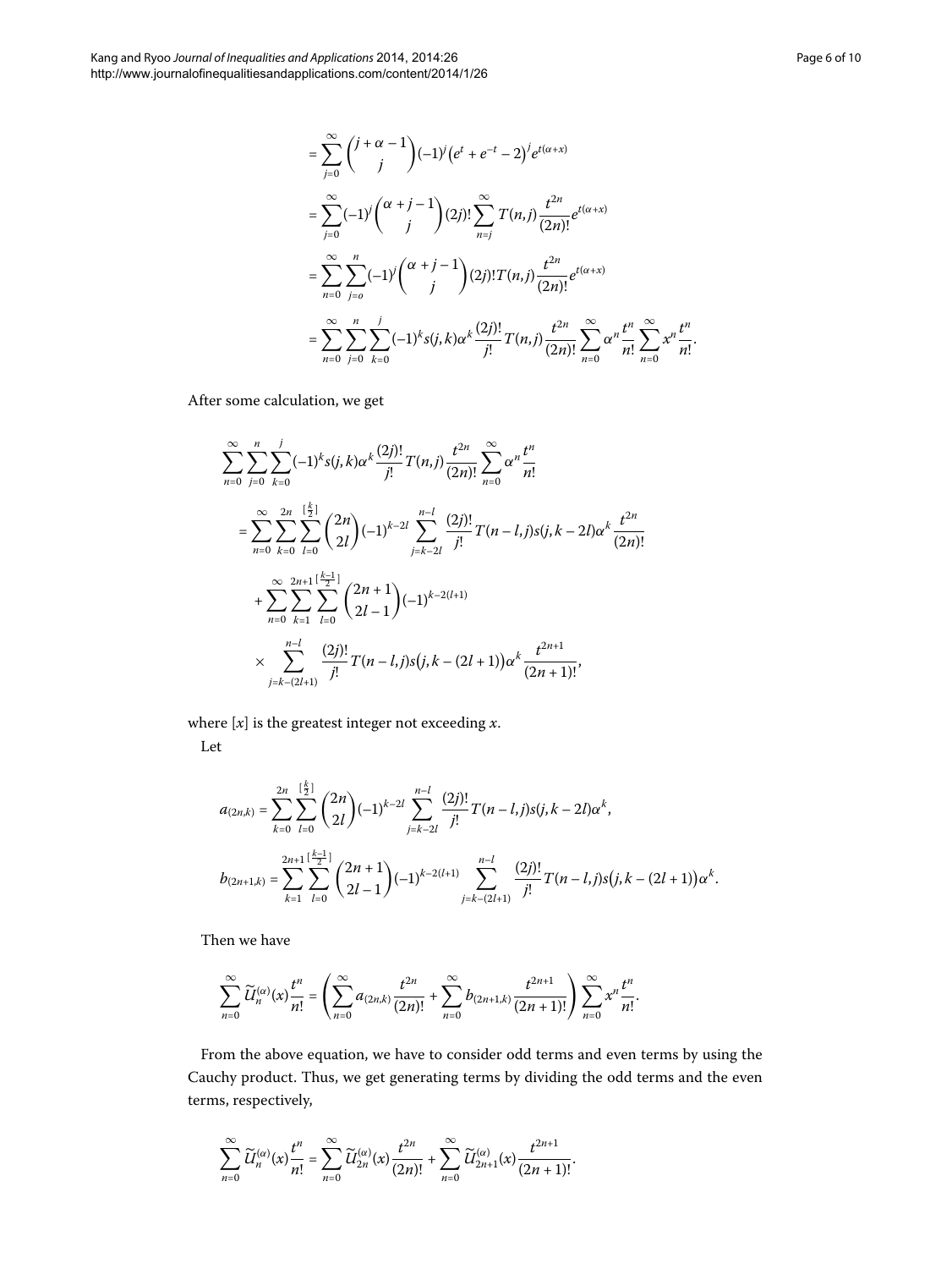$$
\begin{aligned}
&= \sum_{j=0}^{\infty} \binom{j+\alpha-1}{j} (-1)^j \left(e^t + e^{-t} - 2\right)^j e^{t(\alpha+x)} \\
&= \sum_{j=0}^{\infty} (-1)^j \binom{\alpha+j-1}{j} (2j)! \sum_{n=j}^{\infty} T(n,j) \frac{t^{2n}}{(2n)!} e^{t(\alpha+x)} \\
&= \sum_{n=0}^{\infty} \sum_{j=o}^{n} (-1)^j \binom{\alpha+j-1}{j} (2j)! T(n,j) \frac{t^{2n}}{(2n)!} e^{t(\alpha+x)} \\
&= \sum_{n=0}^{\infty} \sum_{j=0}^{n} \sum_{k=0}^{j} (-1)^k s(j,k) \alpha^k \frac{(2j)!}{j!} T(n,j) \frac{t^{2n}}{(2n)!} \sum_{n=0}^{\infty} \alpha^n \frac{t^n}{n!} \sum_{n=0}^{\infty} x^n \frac{t^n}{n!}.
\end{aligned}
$$

After some calculation, we get

$$
\begin{aligned}
&\sum_{n=0}^{\infty} \sum_{j=0}^{n} \sum_{k=0}^{j} (-1)^k s(j,k) \alpha^k \frac{(2j)!}{j!} T(n,j) \frac{t^{2n}}{(2n)!} \sum_{n=0}^{\infty} \alpha^n \frac{t^n}{n!} \\
&\quad = \sum_{n=0}^{\infty} \sum_{k=0}^{2n} \sum_{l=0}^{[\frac{k}{2}]} \binom{2n}{2l} (-1)^{k-2l} \sum_{j=k-2l}^{n-l} \frac{(2j)!}{j!} T(n-l,j) s(j,k-2l) \alpha^k \frac{t^{2n}}{(2n)!} \\
&\quad\quad + \sum_{n=0}^{\infty} \sum_{k=1}^{2n+1} \sum_{l=0}^{[\frac{k-1}{2}]} \binom{2n+1}{2l-1} (-1)^{k-2(l+1)} \\
&\quad\quad \times \sum_{j=k-(2l+1)}^{n-l} \frac{(2j)!}{j!} T(n-l,j) s\big(j,k-(2l+1)\big) \alpha^k \frac{t^{2n+1}}{(2n+1)!},
\end{aligned}
$$

where $[x]$ is the greatest integer not exceeding $x$.

Let

$$
\begin{aligned}
a_{(2n,k)} &= \sum_{k=0}^{2n} \sum_{l=0}^{[\frac{k}{2}]} \binom{2n}{2l} (-1)^{k-2l} \sum_{j=k-2l}^{n-l} \frac{(2j)!}{j!} T(n-l,j) s(j,k-2l) \alpha^k, \\
b_{(2n+1,k)} &= \sum_{k=1}^{2n+1} \sum_{l=0}^{[\frac{k-1}{2}]} \binom{2n+1}{2l-1} (-1)^{k-2(l+1)} \sum_{j=k-(2l+1)}^{n-l} \frac{(2j)!}{j!} T(n-l,j) s\big(j,k-(2l+1)\big) \alpha^k.
\end{aligned}
$$

Then we have

$$
\sum_{n=0}^{\infty} \widetilde{U}_n^{(\alpha)}(x) \frac{t^n}{n!} = \left( \sum_{n=0}^{\infty} a_{(2n,k)} \frac{t^{2n}}{(2n)!} + \sum_{n=0}^{\infty} b_{(2n+1,k)} \frac{t^{2n+1}}{(2n+1)!} \right) \sum_{n=0}^{\infty} x^n \frac{t^n}{n!}.
$$

From the above equation, we have to consider odd terms and even terms by using the Cauchy product. Thus, we get generating terms by dividing the odd terms and the even terms, respectively,

$$
\sum_{n=0}^{\infty} \widetilde{U}_n^{(\alpha)}(x) \frac{t^n}{n!} = \sum_{n=0}^{\infty} \widetilde{U}_{2n}^{(\alpha)}(x) \frac{t^{2n}}{(2n)!} + \sum_{n=0}^{\infty} \widetilde{U}_{2n+1}^{(\alpha)}(x) \frac{t^{2n+1}}{(2n+1)!}.
$$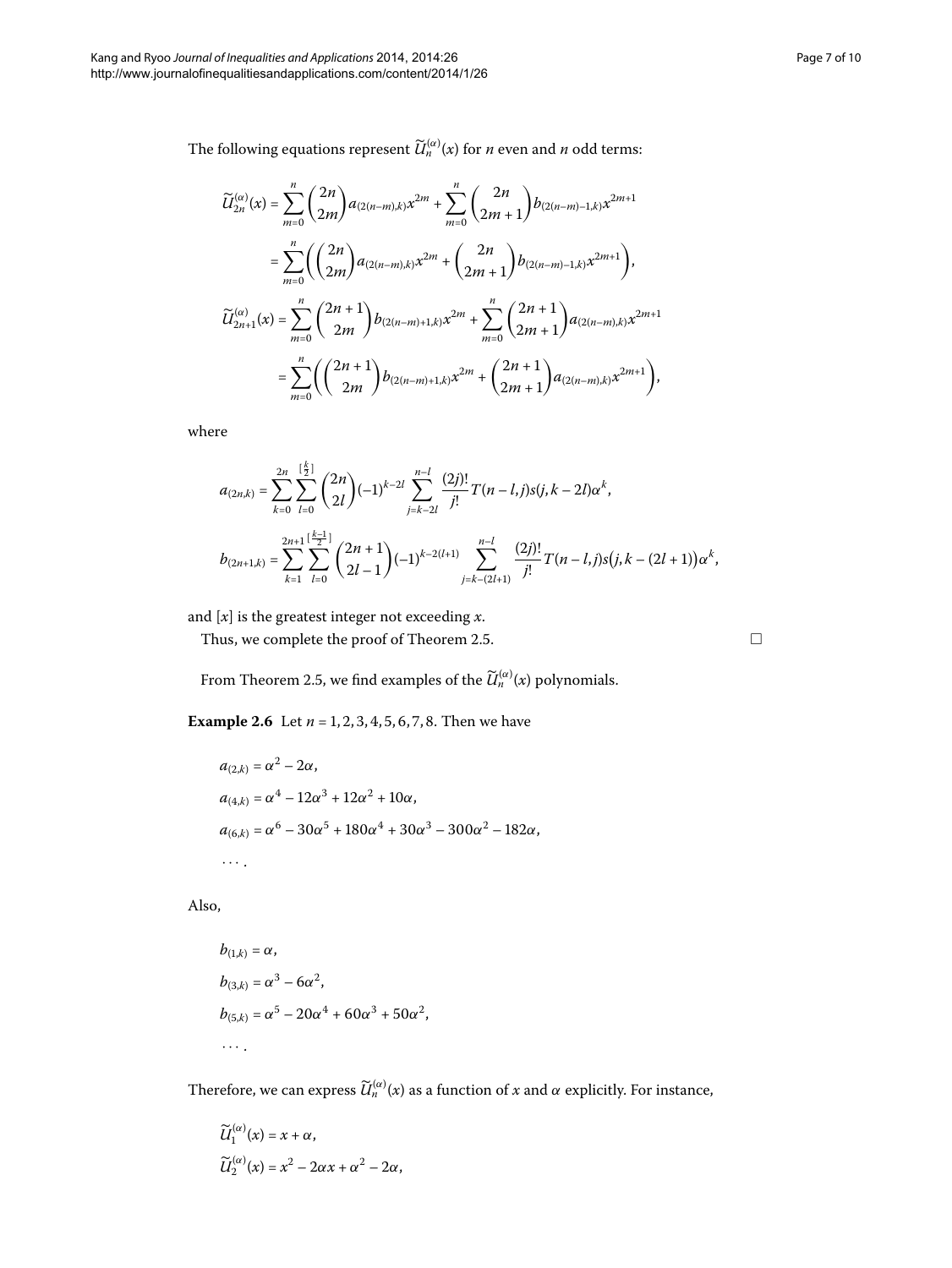The following equations represent $\widetilde{U}_n^{(\alpha)}(x)$ for $n$ even and $n$ odd terms:

$$
\begin{aligned}
\widetilde{U}_{2n}^{(\alpha)}(x) &= \sum_{m=0}^{n} \binom{2n}{2m} a_{(2(n-m),k)} x^{2m} + \sum_{m=0}^{n} \binom{2n}{2m+1} b_{(2(n-m)-1,k)} x^{2m+1} \\
&= \sum_{m=0}^{n} \left( \binom{2n}{2m} a_{(2(n-m),k)} x^{2m} + \binom{2n}{2m+1} b_{(2(n-m)-1,k)} x^{2m+1} \right), \\
\widetilde{U}_{2n+1}^{(\alpha)}(x) &= \sum_{m=0}^{n} \binom{2n+1}{2m} b_{(2(n-m)+1,k)} x^{2m} + \sum_{m=0}^{n} \binom{2n+1}{2m+1} a_{(2(n-m),k)} x^{2m+1} \\
&= \sum_{m=0}^{n} \left( \binom{2n+1}{2m} b_{(2(n-m)+1,k)} x^{2m} + \binom{2n+1}{2m+1} a_{(2(n-m),k)} x^{2m+1} \right),
\end{aligned}
$$

where

$$
a_{(2n,k)} = \sum_{k=0}^{2n} \sum_{l=0}^{[\frac{k}{2}]} \binom{2n}{2l} (-1)^{k-2l} \sum_{j=k-2l}^{n-l} \frac{(2j)!}{j!} T(n-l,j) s(j,k-2l) \alpha^k,
$$

$$
b_{(2n+1,k)} = \sum_{k=1}^{2n+1} \sum_{l=0}^{[\frac{k-1}{2}]} \binom{2n+1}{2l-1} (-1)^{k-2(l+1)} \sum_{j=k-(2l+1)}^{n-l} \frac{(2j)!}{j!} T(n-l,j) s\big(j,k-(2l+1)\big) \alpha^k,
$$

and $[x]$ is the greatest integer not exceeding $x$.

Thus, we complete the proof of Theorem 2.5. □

From Theorem 2.5, we find examples of the $\widetilde{U}_n^{(\alpha)}(x)$ polynomials.

**Example 2.6** Let $n = 1, 2, 3, 4, 5, 6, 7, 8$. Then we have

$$
\begin{aligned}
a_{(2,k)} &= \alpha^2 - 2\alpha, \\
a_{(4,k)} &= \alpha^4 - 12\alpha^3 + 12\alpha^2 + 10\alpha, \\
a_{(6,k)} &= \alpha^6 - 30\alpha^5 + 180\alpha^4 + 30\alpha^3 - 300\alpha^2 - 182\alpha, \\
&\cdots .
\end{aligned}
$$

Also,

$$
\begin{aligned}
b_{(1,k)} &= \alpha, \\
b_{(3,k)} &= \alpha^3 - 6\alpha^2, \\
b_{(5,k)} &= \alpha^5 - 20\alpha^4 + 60\alpha^3 + 50\alpha^2, \\
&\cdots .
\end{aligned}
$$

Therefore, we can express $\widetilde{U}_n^{(\alpha)}(x)$ as a function of $x$ and $\alpha$ explicitly. For instance,

$$
\begin{aligned}
\widetilde{U}_1^{(\alpha)}(x) &= x + \alpha, \\
\widetilde{U}_2^{(\alpha)}(x) &= x^2 - 2\alpha x + \alpha^2 - 2\alpha,
\end{aligned}
$$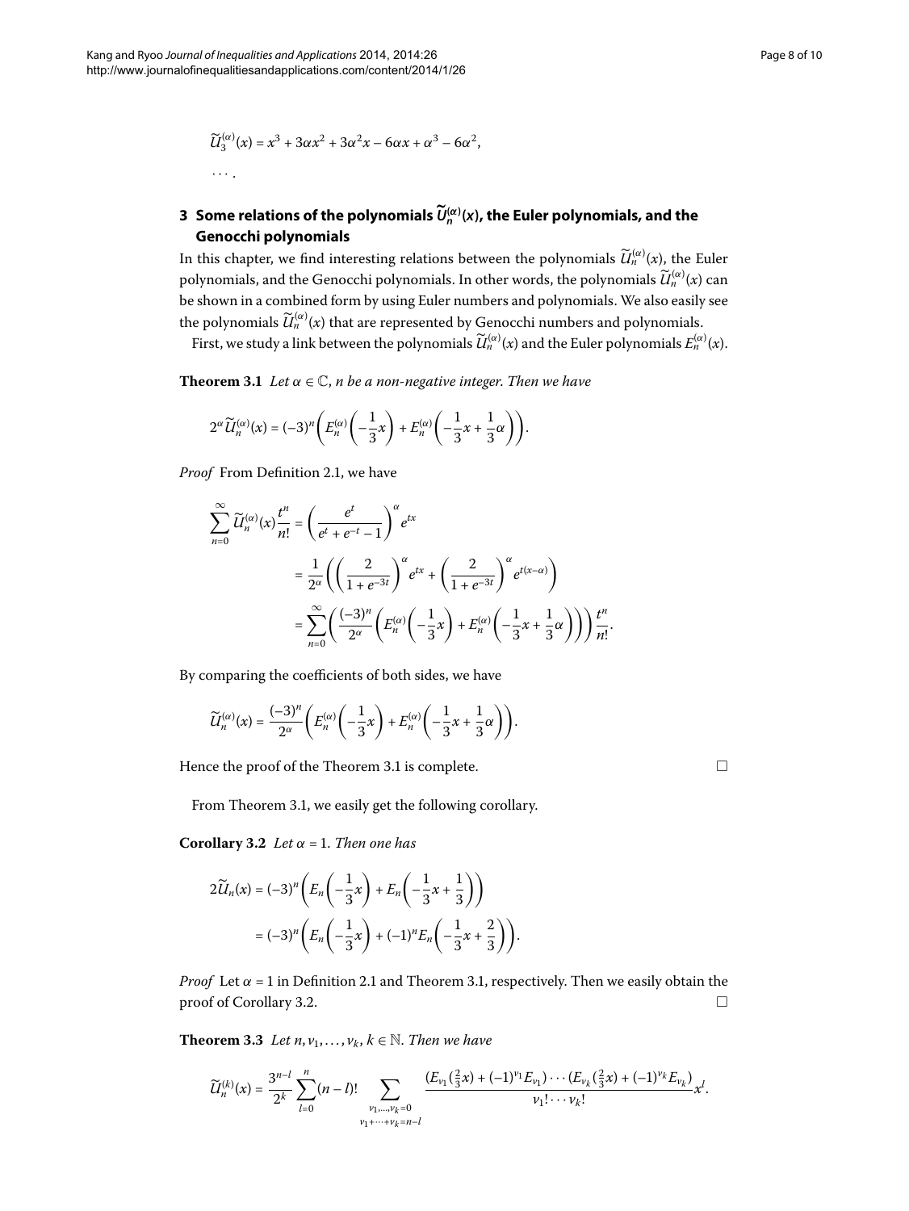$$\widetilde{U}_3^{(\alpha)}(x) = x^3 + 3\alpha x^2 + 3\alpha^2 x - 6\alpha x + \alpha^3 - 6\alpha^2,$$

$$\cdots.$$

## 3 Some relations of the polynomials $\widetilde{U}_n^{(\alpha)}(x)$, the Euler polynomials, and the Genocchi polynomials

In this chapter, we find interesting relations between the polynomials $\widetilde{U}_n^{(\alpha)}(x)$, the Euler polynomials, and the Genocchi polynomials. In other words, the polynomials $\widetilde{U}_n^{(\alpha)}(x)$ can be shown in a combined form by using Euler numbers and polynomials. We also easily see the polynomials $\widetilde{U}_n^{(\alpha)}(x)$ that are represented by Genocchi numbers and polynomials.

First, we study a link between the polynomials $\widetilde{U}_n^{(\alpha)}(x)$ and the Euler polynomials $E_n^{(\alpha)}(x)$.

**Theorem 3.1** *Let $\alpha \in \mathbb{C}$, $n$ be a non-negative integer. Then we have*

$$2^\alpha \widetilde{U}_n^{(\alpha)}(x) = (-3)^n \left( E_n^{(\alpha)}\left(-\frac{1}{3}x\right) + E_n^{(\alpha)}\left(-\frac{1}{3}x + \frac{1}{3}\alpha\right)\right).$$

*Proof* From Definition 2.1, we have

$$\begin{aligned}
\sum_{n=0}^{\infty} \widetilde{U}_n^{(\alpha)}(x)\frac{t^n}{n!} &= \left(\frac{e^t}{e^t + e^{-t} - 1}\right)^\alpha e^{tx} \\
&= \frac{1}{2^\alpha}\left(\left(\frac{2}{1+e^{-3t}}\right)^\alpha e^{tx} + \left(\frac{2}{1+e^{-3t}}\right)^\alpha e^{t(x-\alpha)}\right) \\
&= \sum_{n=0}^{\infty}\left(\frac{(-3)^n}{2^\alpha}\left(E_n^{(\alpha)}\left(-\frac{1}{3}x\right) + E_n^{(\alpha)}\left(-\frac{1}{3}x + \frac{1}{3}\alpha\right)\right)\right)\frac{t^n}{n!}.
\end{aligned}$$

By comparing the coefficients of both sides, we have

$$\widetilde{U}_n^{(\alpha)}(x) = \frac{(-3)^n}{2^\alpha}\left(E_n^{(\alpha)}\left(-\frac{1}{3}x\right) + E_n^{(\alpha)}\left(-\frac{1}{3}x + \frac{1}{3}\alpha\right)\right).$$

Hence the proof of the Theorem 3.1 is complete. □

From Theorem 3.1, we easily get the following corollary.

**Corollary 3.2** *Let $\alpha = 1$. Then one has*

$$\begin{aligned}
2\widetilde{U}_n(x) &= (-3)^n\left(E_n\left(-\frac{1}{3}x\right) + E_n\left(-\frac{1}{3}x + \frac{1}{3}\right)\right) \\
&= (-3)^n\left(E_n\left(-\frac{1}{3}x\right) + (-1)^n E_n\left(-\frac{1}{3}x + \frac{2}{3}\right)\right).
\end{aligned}$$

*Proof* Let $\alpha = 1$ in Definition 2.1 and Theorem 3.1, respectively. Then we easily obtain the proof of Corollary 3.2. □

**Theorem 3.3** *Let $n, \nu_1, \ldots, \nu_k, k \in \mathbb{N}$. Then we have*

$$\widetilde{U}_n^{(k)}(x) = \frac{3^{n-l}}{2^k}\sum_{l=0}^{n}(n-l)! \sum_{\substack{\nu_1,\ldots,\nu_k=0 \\ \nu_1+\cdots+\nu_k=n-l}} \frac{(E_{\nu_1}(\frac{2}{3}x) + (-1)^{\nu_1}E_{\nu_1})\cdots(E_{\nu_k}(\frac{2}{3}x) + (-1)^{\nu_k}E_{\nu_k})}{\nu_1!\cdots\nu_k!}x^l.$$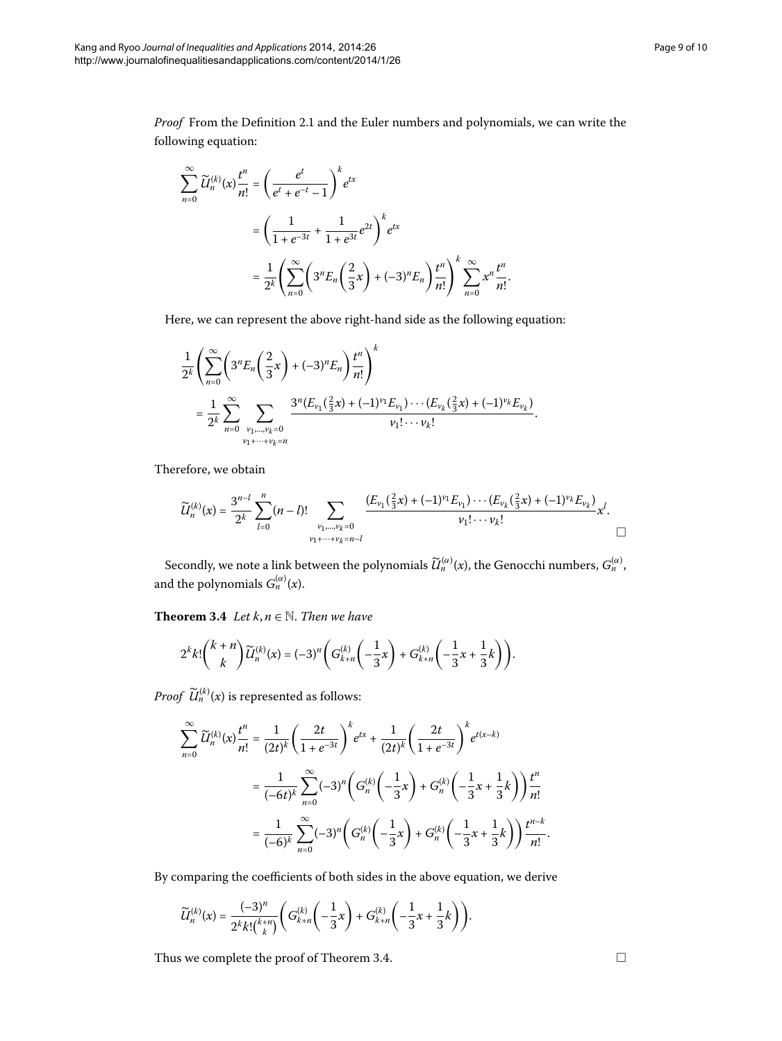*Proof* From the Definition 2.1 and the Euler numbers and polynomials, we can write the following equation:

$$\begin{aligned}
\sum_{n=0}^{\infty} \widetilde{U}_n^{(k)}(x)\frac{t^n}{n!} &= \left(\frac{e^t}{e^t+e^{-t}-1}\right)^k e^{tx} \\
&= \left(\frac{1}{1+e^{-3t}} + \frac{1}{1+e^{3t}}e^{2t}\right)^k e^{tx} \\
&= \frac{1}{2^k}\left(\sum_{n=0}^{\infty}\left(3^n E_n\left(\frac{2}{3}x\right) + (-3)^n E_n\right)\frac{t^n}{n!}\right)^k \sum_{n=0}^{\infty} x^n \frac{t^n}{n!}.
\end{aligned}$$

Here, we can represent the above right-hand side as the following equation:

$$\begin{aligned}
&\frac{1}{2^k}\left(\sum_{n=0}^{\infty}\left(3^n E_n\left(\frac{2}{3}x\right) + (-3)^n E_n\right)\frac{t^n}{n!}\right)^k \\
&= \frac{1}{2^k}\sum_{n=0}^{\infty} \sum_{\substack{\nu_1,\ldots,\nu_k=0 \\ \nu_1+\cdots+\nu_k=n}} \frac{3^n(E_{\nu_1}(\frac{2}{3}x) + (-1)^{\nu_1}E_{\nu_1})\cdots(E_{\nu_k}(\frac{2}{3}x) + (-1)^{\nu_k}E_{\nu_k})}{\nu_1!\cdots\nu_k!}.
\end{aligned}$$

Therefore, we obtain

$$\widetilde{U}_n^{(k)}(x) = \frac{3^{n-l}}{2^k}\sum_{l=0}^{n}(n-l)! \sum_{\substack{\nu_1,\ldots,\nu_k=0 \\ \nu_1+\cdots+\nu_k=n-l}} \frac{(E_{\nu_1}(\frac{2}{3}x) + (-1)^{\nu_1}E_{\nu_1})\cdots(E_{\nu_k}(\frac{2}{3}x) + (-1)^{\nu_k}E_{\nu_k})}{\nu_1!\cdots\nu_k!}x^l.$$

□

Secondly, we note a link between the polynomials $\widetilde{U}_n^{(\alpha)}(x)$, the Genocchi numbers, $G_n^{(\alpha)}$, and the polynomials $G_n^{(\alpha)}(x)$.

**Theorem 3.4** *Let $k, n \in \mathbb{N}$. Then we have*

$$2^k k!\binom{k+n}{k}\widetilde{U}_n^{(k)}(x) = (-3)^n\left(G_{k+n}^{(k)}\left(-\frac{1}{3}x\right) + G_{k+n}^{(k)}\left(-\frac{1}{3}x + \frac{1}{3}k\right)\right).$$

*Proof* $\widetilde{U}_n^{(k)}(x)$ is represented as follows:

$$\begin{aligned}
\sum_{n=0}^{\infty} \widetilde{U}_n^{(k)}(x)\frac{t^n}{n!} &= \frac{1}{(2t)^k}\left(\frac{2t}{1+e^{-3t}}\right)^k e^{tx} + \frac{1}{(2t)^k}\left(\frac{2t}{1+e^{-3t}}\right)^k e^{t(x-k)} \\
&= \frac{1}{(-6t)^k}\sum_{n=0}^{\infty}(-3)^n\left(G_n^{(k)}\left(-\frac{1}{3}x\right) + G_n^{(k)}\left(-\frac{1}{3}x + \frac{1}{3}k\right)\right)\frac{t^n}{n!} \\
&= \frac{1}{(-6)^k}\sum_{n=0}^{\infty}(-3)^n\left(G_n^{(k)}\left(-\frac{1}{3}x\right) + G_n^{(k)}\left(-\frac{1}{3}x + \frac{1}{3}k\right)\right)\frac{t^{n-k}}{n!}.
\end{aligned}$$

By comparing the coefficients of both sides in the above equation, we derive

$$\widetilde{U}_n^{(k)}(x) = \frac{(-3)^n}{2^k k!\binom{k+n}{k}}\left(G_{k+n}^{(k)}\left(-\frac{1}{3}x\right) + G_{k+n}^{(k)}\left(-\frac{1}{3}x + \frac{1}{3}k\right)\right).$$

Thus we complete the proof of Theorem 3.4. □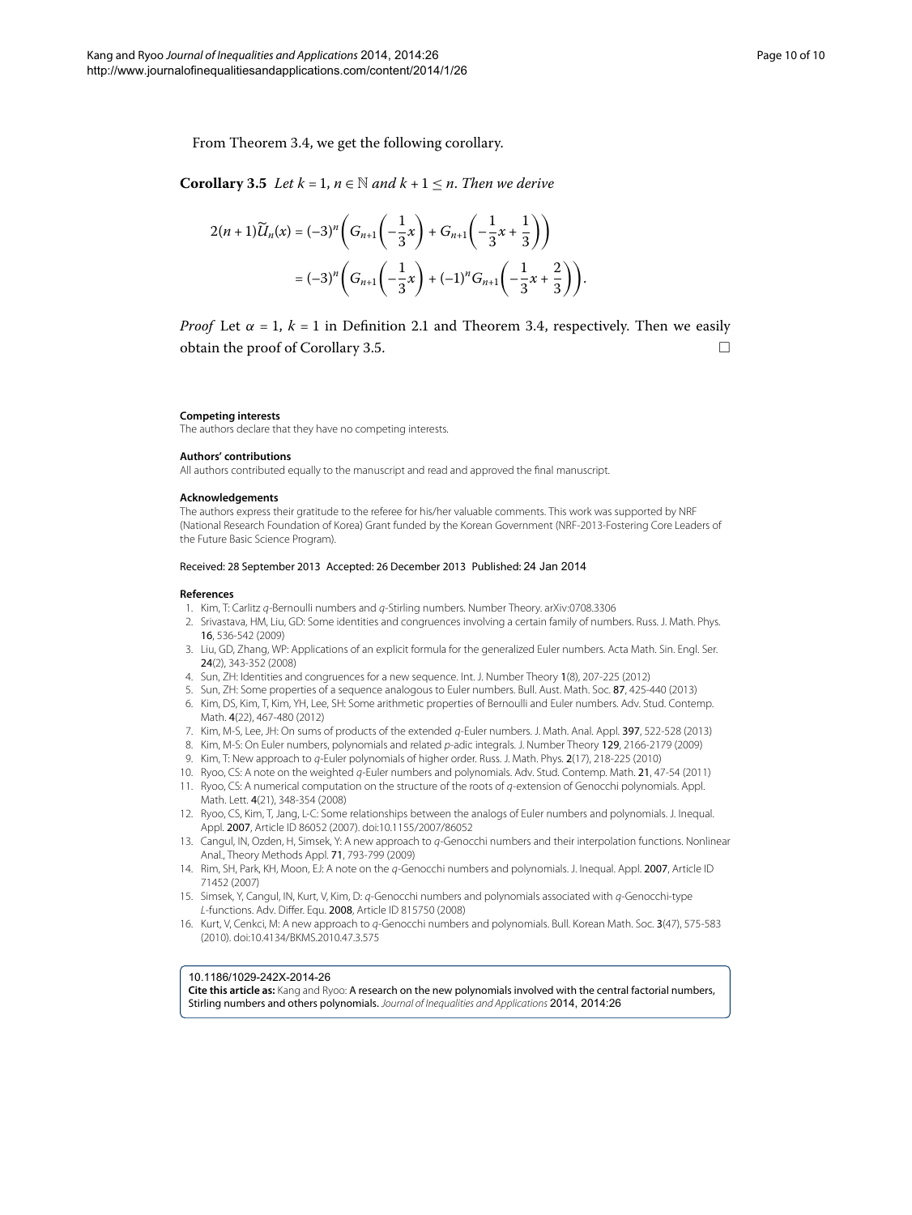From Theorem 3.4, we get the following corollary.

**Corollary 3.5** *Let $k = 1$, $n \in \mathbb{N}$ and $k + 1 \leq n$. Then we derive*

$$
\begin{aligned}
2(n+1)\widetilde{\mathcal{U}}_n(x) &= (-3)^n\left(G_{n+1}\left(-\frac{1}{3}x\right) + G_{n+1}\left(-\frac{1}{3}x + \frac{1}{3}\right)\right) \\
&= (-3)^n\left(G_{n+1}\left(-\frac{1}{3}x\right) + (-1)^n G_{n+1}\left(-\frac{1}{3}x + \frac{2}{3}\right)\right).
\end{aligned}
$$

*Proof* Let $\alpha = 1$, $k = 1$ in Definition 2.1 and Theorem 3.4, respectively. Then we easily obtain the proof of Corollary 3.5. □

**Competing interests**

The authors declare that they have no competing interests.

**Authors' contributions**

All authors contributed equally to the manuscript and read and approved the final manuscript.

**Acknowledgements**

The authors express their gratitude to the referee for his/her valuable comments. This work was supported by NRF (National Research Foundation of Korea) Grant funded by the Korean Government (NRF-2013-Fostering Core Leaders of the Future Basic Science Program).

Received: 28 September 2013 Accepted: 26 December 2013 Published: 24 Jan 2014

**References**

1. Kim, T: Carlitz *q*-Bernoulli numbers and *q*-Stirling numbers. Number Theory. arXiv:0708.3306
2. Srivastava, HM, Liu, GD: Some identities and congruences involving a certain family of numbers. Russ. J. Math. Phys. **16**, 536-542 (2009)
3. Liu, GD, Zhang, WP: Applications of an explicit formula for the generalized Euler numbers. Acta Math. Sin. Engl. Ser. **24**(2), 343-352 (2008)
4. Sun, ZH: Identities and congruences for a new sequence. Int. J. Number Theory **1**(8), 207-225 (2012)
5. Sun, ZH: Some properties of a sequence analogous to Euler numbers. Bull. Aust. Math. Soc. **87**, 425-440 (2013)
6. Kim, DS, Kim, T, Kim, YH, Lee, SH: Some arithmetic properties of Bernoulli and Euler numbers. Adv. Stud. Contemp. Math. **4**(22), 467-480 (2012)
7. Kim, M-S, Lee, JH: On sums of products of the extended *q*-Euler numbers. J. Math. Anal. Appl. **397**, 522-528 (2013)
8. Kim, M-S: On Euler numbers, polynomials and related *p*-adic integrals. J. Number Theory **129**, 2166-2179 (2009)
9. Kim, T: New approach to *q*-Euler polynomials of higher order. Russ. J. Math. Phys. **2**(17), 218-225 (2010)
10. Ryoo, CS: A note on the weighted *q*-Euler numbers and polynomials. Adv. Stud. Contemp. Math. **21**, 47-54 (2011)
11. Ryoo, CS: A numerical computation on the structure of the roots of *q*-extension of Genocchi polynomials. Appl. Math. Lett. **4**(21), 348-354 (2008)
12. Ryoo, CS, Kim, T, Jang, L-C: Some relationships between the analogs of Euler numbers and polynomials. J. Inequal. Appl. **2007**, Article ID 86052 (2007). doi:10.1155/2007/86052
13. Cangul, IN, Ozden, H, Simsek, Y: A new approach to *q*-Genocchi numbers and their interpolation functions. Nonlinear Anal., Theory Methods Appl. **71**, 793-799 (2009)
14. Rim, SH, Park, KH, Moon, EJ: A note on the *q*-Genocchi numbers and polynomials. J. Inequal. Appl. **2007**, Article ID 71452 (2007)
15. Simsek, Y, Cangul, IN, Kurt, V, Kim, D: *q*-Genocchi numbers and polynomials associated with *q*-Genocchi-type *L*-functions. Adv. Differ. Equ. **2008**, Article ID 815750 (2008)
16. Kurt, V, Cenkci, M: A new approach to *q*-Genocchi numbers and polynomials. Bull. Korean Math. Soc. **3**(47), 575-583 (2010). doi:10.4134/BKMS.2010.47.3.575

10.1186/1029-242X-2014-26

**Cite this article as:** Kang and Ryoo: A research on the new polynomials involved with the central factorial numbers, Stirling numbers and others polynomials. *Journal of Inequalities and Applications* 2014, 2014:26